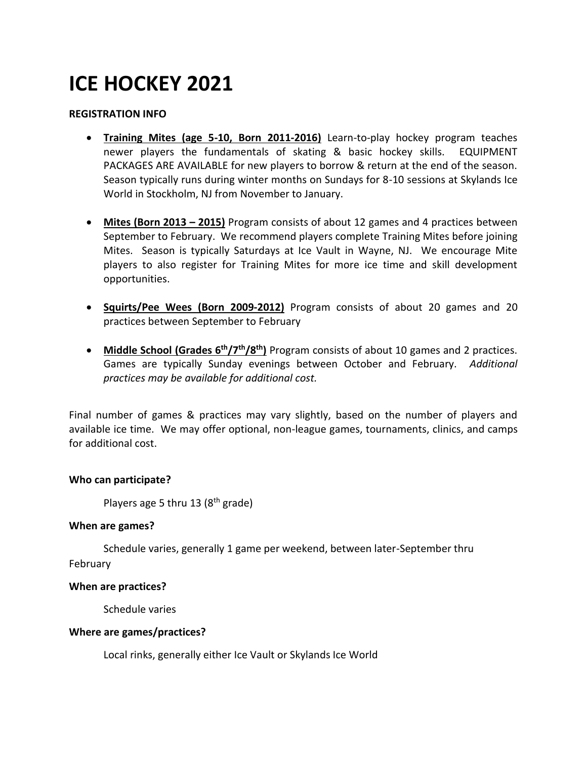# ICE HOCKEY 2021

**REGISTRATION INFO**

- **Training Mites (age 5-10, Born 2011-2016)** Learn-to-play hockey program teaches newer players the fundamentals of skating & basic hockey skills. EQUIPMENT PACKAGES ARE AVAILABLE for new players to borrow & return at the end of the season. Season typically runs during winter months on Sundays for 8-10 sessions at Skylands Ice World in Stockholm, NJ from November to January.

- **Mites (Born 2013 – 2015)** Program consists of about 12 games and 4 practices between September to February. We recommend players complete Training Mites before joining Mites. Season is typically Saturdays at Ice Vault in Wayne, NJ. We encourage Mite players to also register for Training Mites for more ice time and skill development opportunities.

- **Squirts/Pee Wees (Born 2009-2012)** Program consists of about 20 games and 20 practices between September to February

- **Middle School (Grades 6th/7th/8th)** Program consists of about 10 games and 2 practices. Games are typically Sunday evenings between October and February. *Additional practices may be available for additional cost.*

Final number of games & practices may vary slightly, based on the number of players and available ice time. We may offer optional, non-league games, tournaments, clinics, and camps for additional cost.

**Who can participate?**

Players age 5 thru 13 (8th grade)

**When are games?**

Schedule varies, generally 1 game per weekend, between later-September thru February

**When are practices?**

Schedule varies

**Where are games/practices?**

Local rinks, generally either Ice Vault or Skylands Ice World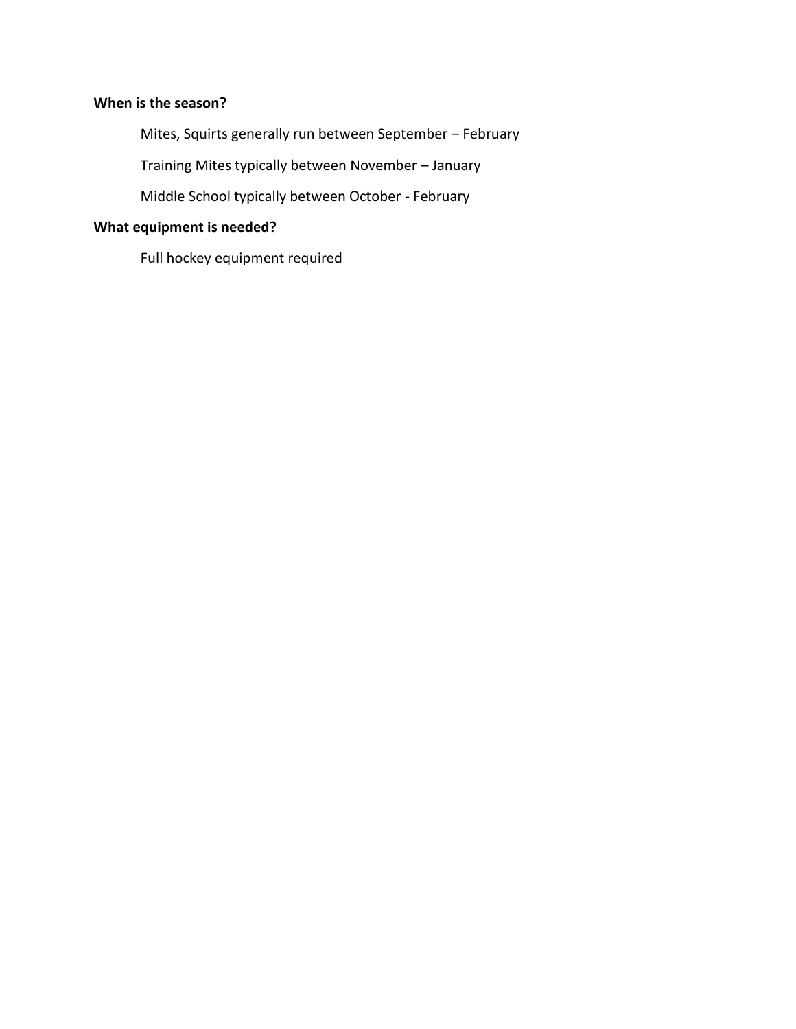**When is the season?**

Mites, Squirts generally run between September – February

Training Mites typically between November – January

Middle School typically between October - February

**What equipment is needed?**

Full hockey equipment required